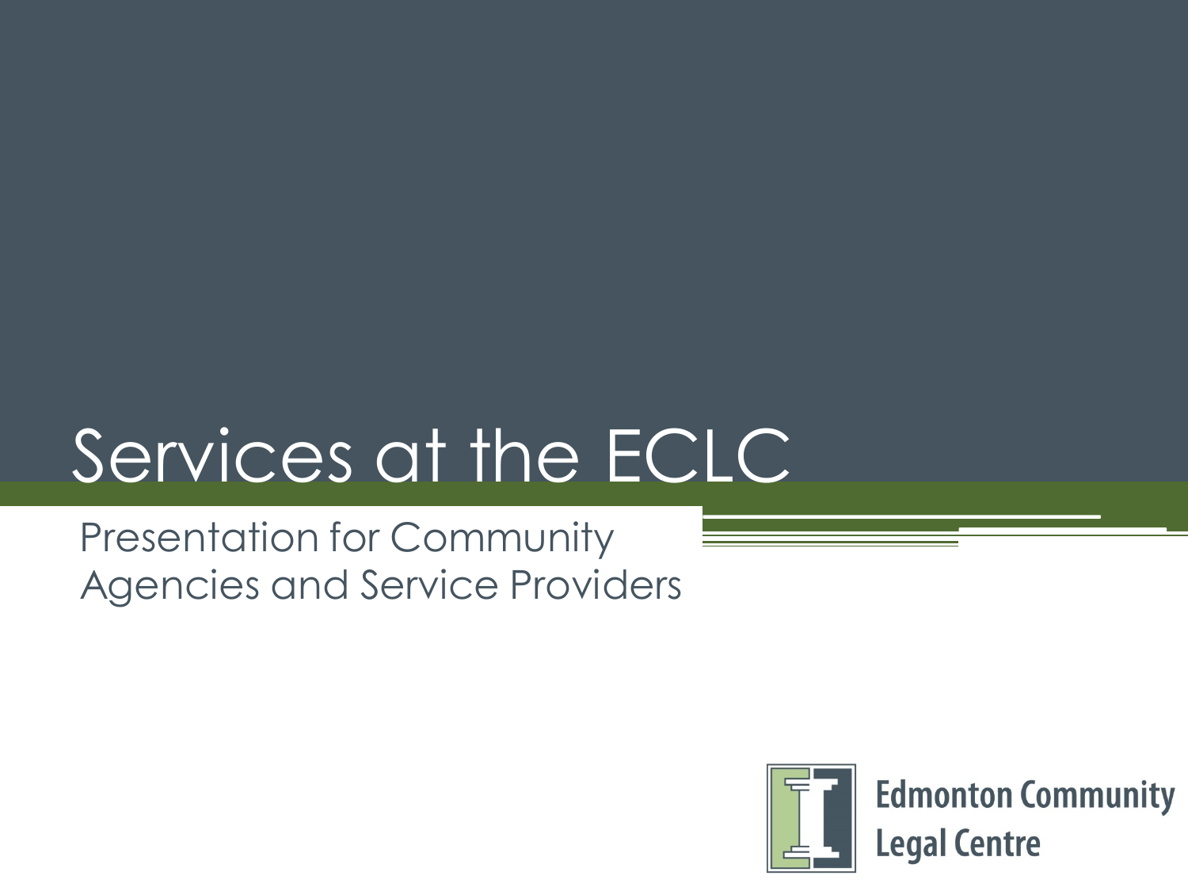# Services at the ECLC

Presentation for Community Agencies and Service Providers

Edmonton Community Legal Centre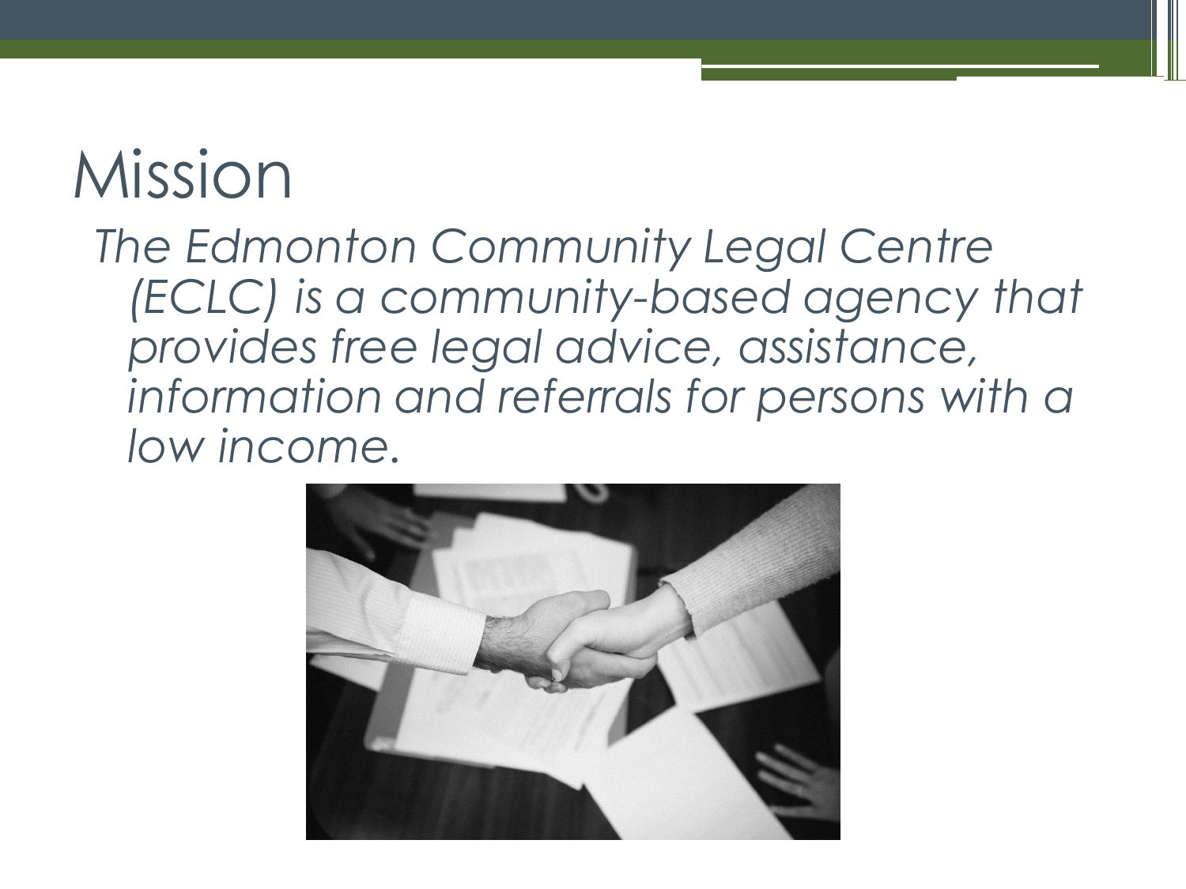# Mission

*The Edmonton Community Legal Centre (ECLC) is a community-based agency that provides free legal advice, assistance, information and referrals for persons with a low income.*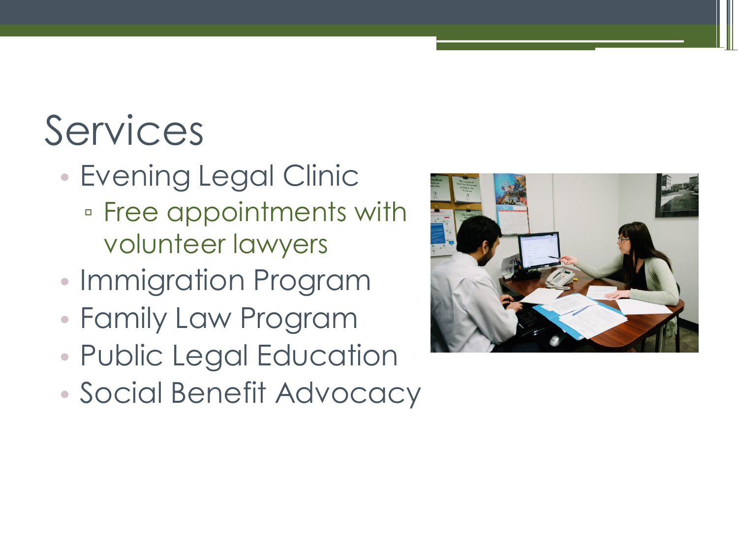# Services

- Evening Legal Clinic
  - Free appointments with volunteer lawyers
- Immigration Program
- Family Law Program
- Public Legal Education
- Social Benefit Advocacy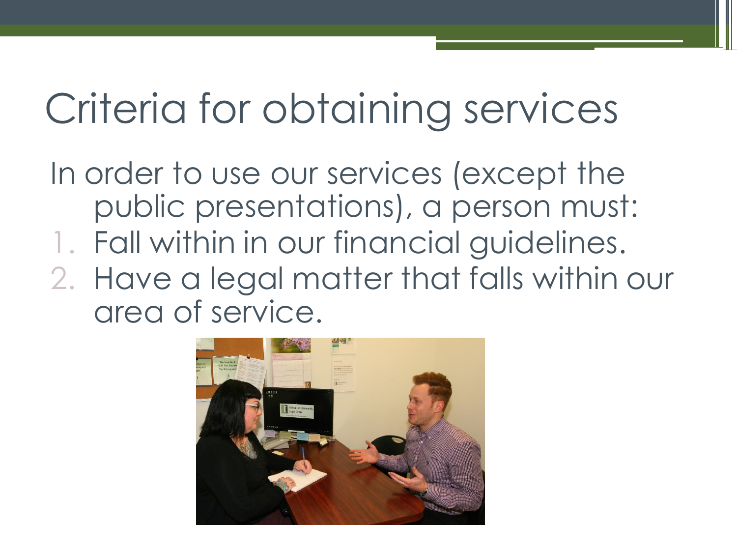# Criteria for obtaining services

In order to use our services (except the public presentations), a person must:

1. Fall within in our financial guidelines.
2. Have a legal matter that falls within our area of service.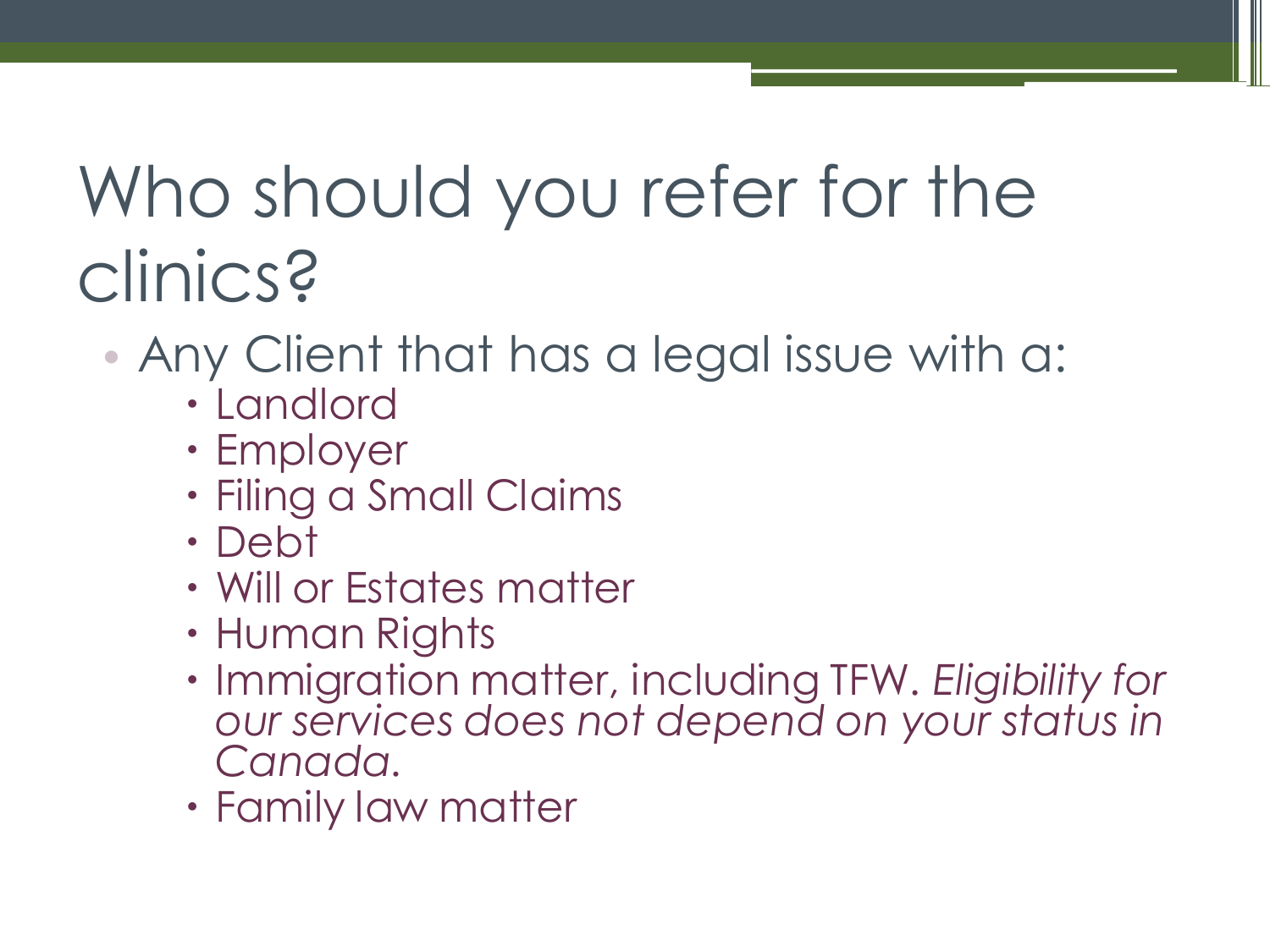# Who should you refer for the clinics?

- Any Client that has a legal issue with a:
  - Landlord
  - Employer
  - Filing a Small Claims
  - Debt
  - Will or Estates matter
  - Human Rights
  - Immigration matter, including TFW. *Eligibility for our services does not depend on your status in Canada.*
  - Family law matter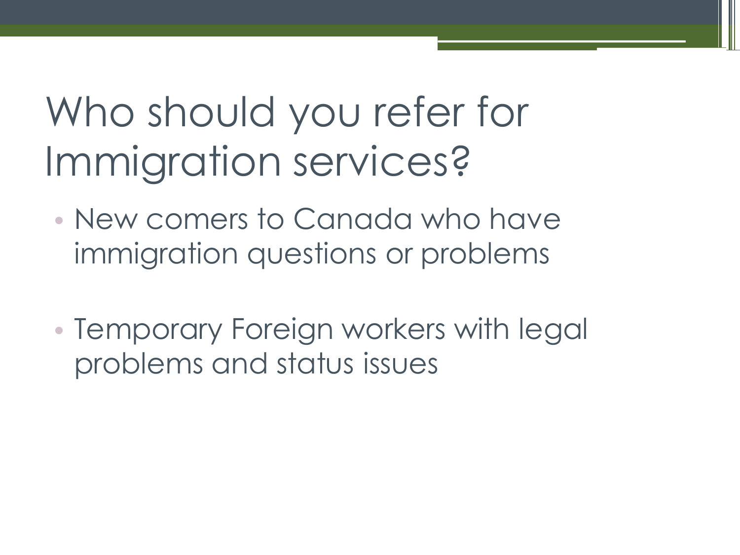# Who should you refer for Immigration services?

- New comers to Canada who have immigration questions or problems
- Temporary Foreign workers with legal problems and status issues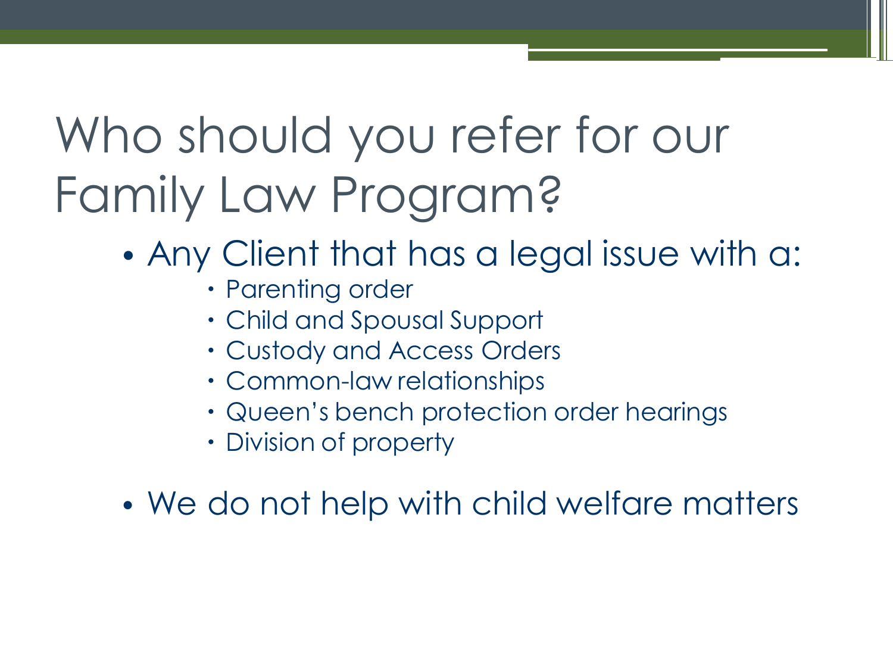# Who should you refer for our Family Law Program?

- Any Client that has a legal issue with a:
  - Parenting order
  - Child and Spousal Support
  - Custody and Access Orders
  - Common-law relationships
  - Queen's bench protection order hearings
  - Division of property
- We do not help with child welfare matters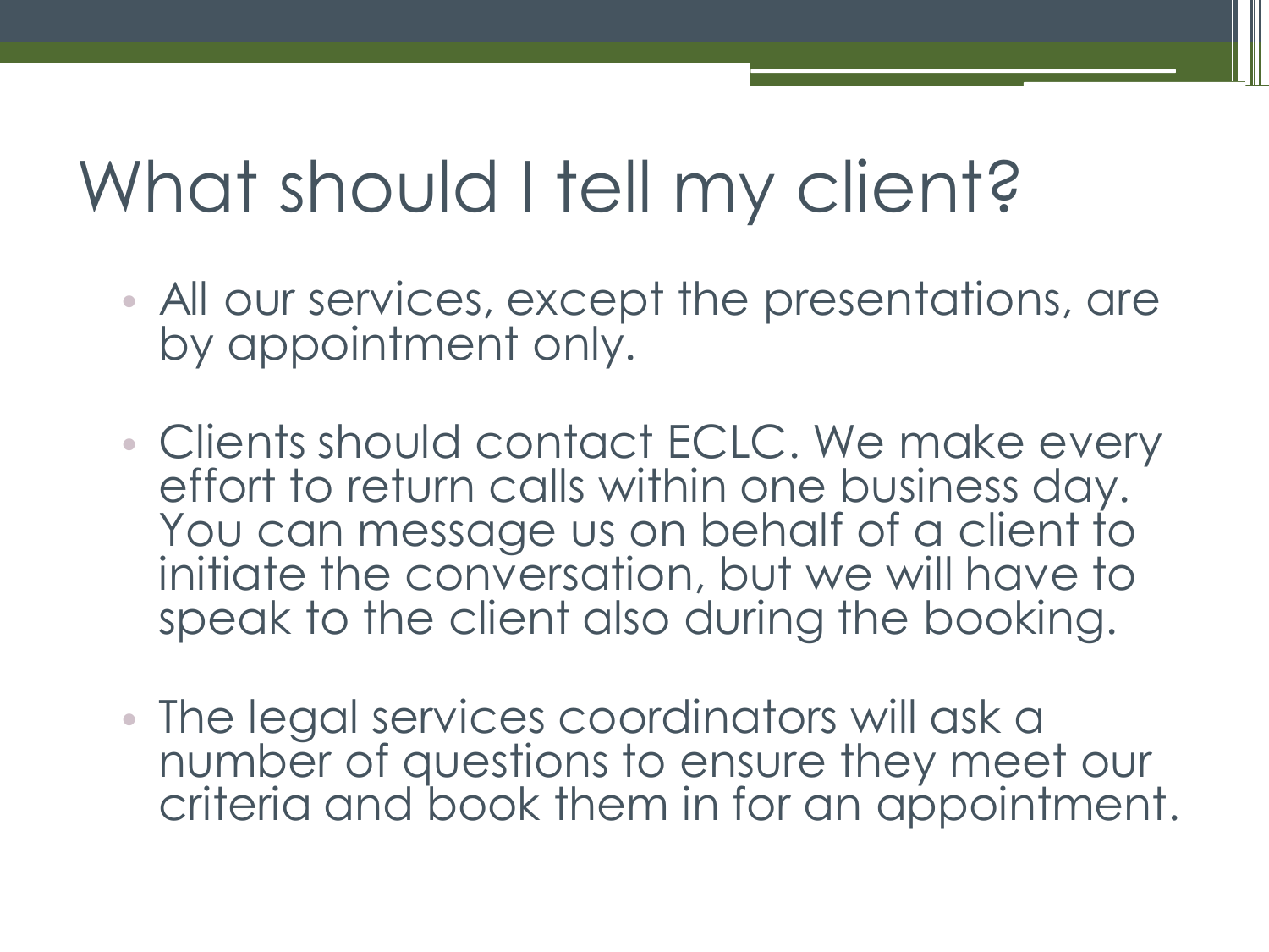# What should I tell my client?

- All our services, except the presentations, are by appointment only.
- Clients should contact ECLC. We make every effort to return calls within one business day. You can message us on behalf of a client to initiate the conversation, but we will have to speak to the client also during the booking.
- The legal services coordinators will ask a number of questions to ensure they meet our criteria and book them in for an appointment.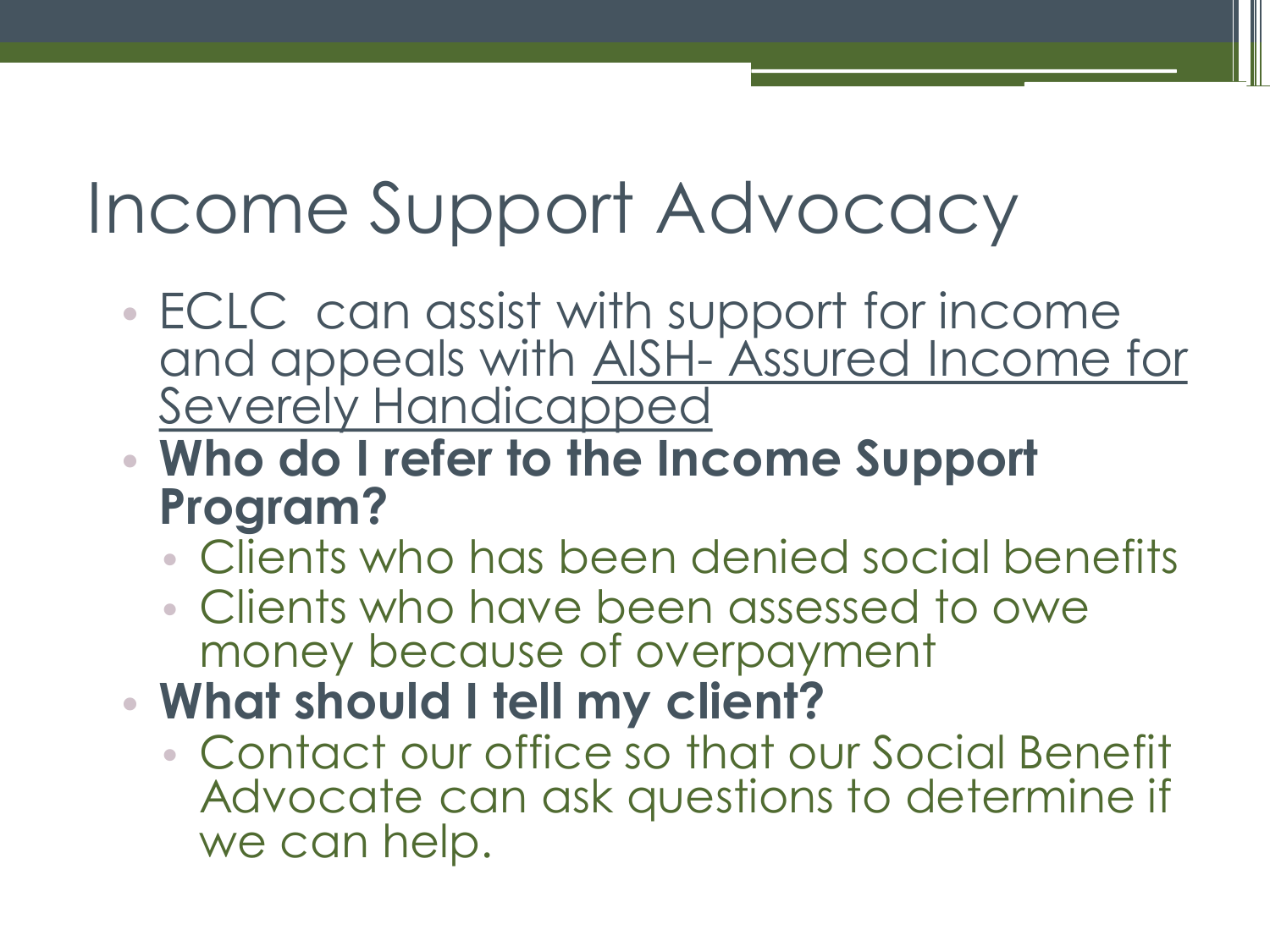# Income Support Advocacy

- ECLC can assist with support for income and appeals with AISH- Assured Income for Severely Handicapped
- **Who do I refer to the Income Support Program?**
  - Clients who has been denied social benefits
  - Clients who have been assessed to owe money because of overpayment
- **What should I tell my client?**
  - Contact our office so that our Social Benefit Advocate can ask questions to determine if we can help.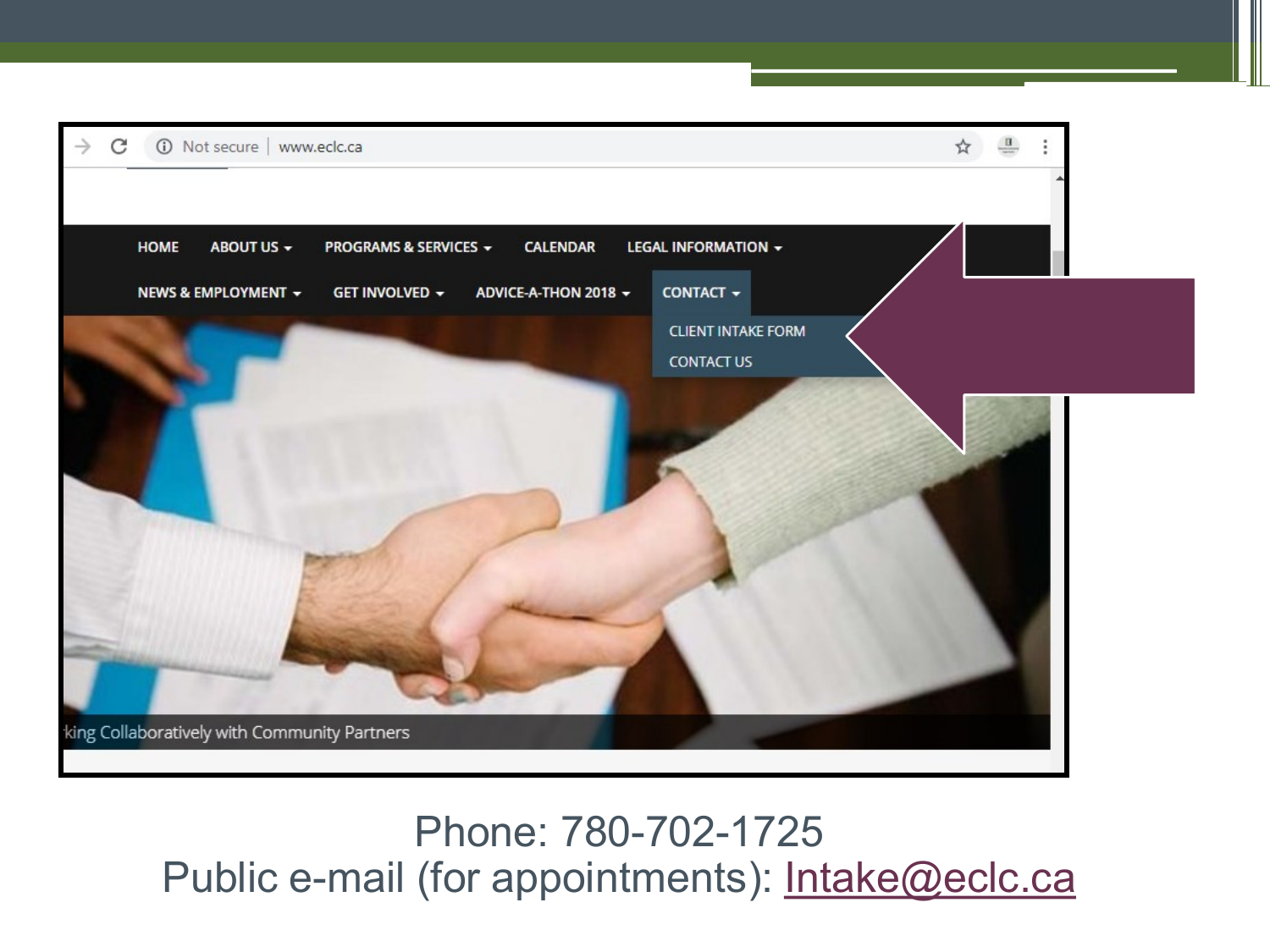Phone: 780-702-1725
Public e-mail (for appointments): Intake@eclc.ca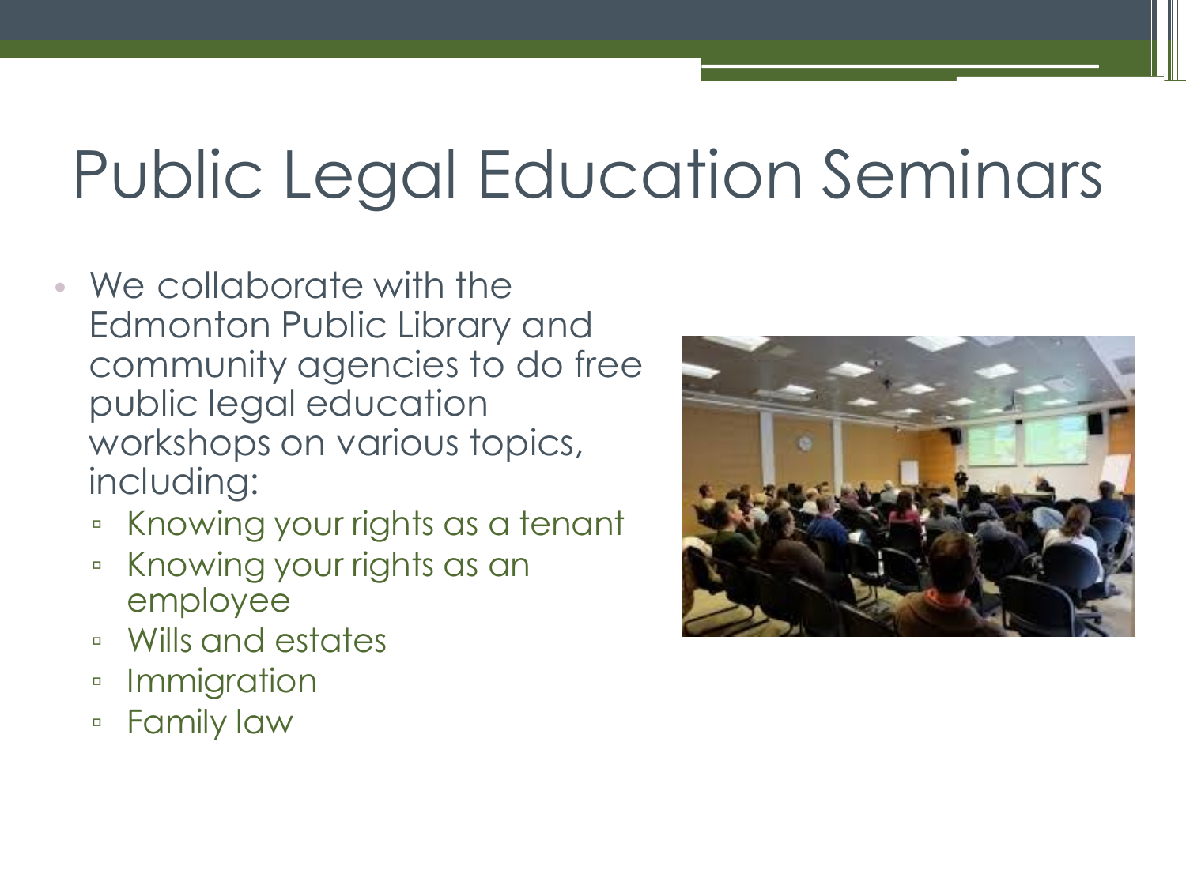# Public Legal Education Seminars

- We collaborate with the Edmonton Public Library and community agencies to do free public legal education workshops on various topics, including:
  - Knowing your rights as a tenant
  - Knowing your rights as an employee
  - Wills and estates
  - Immigration
  - Family law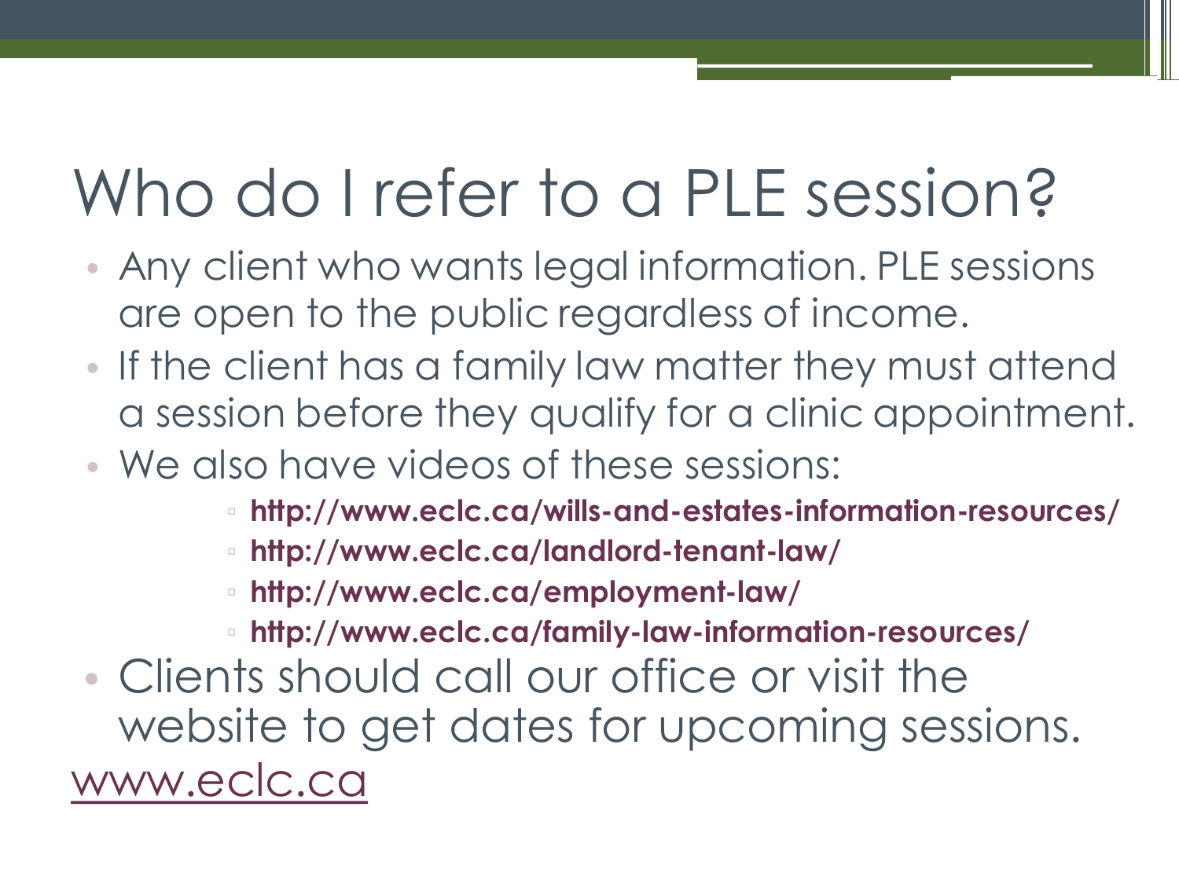# Who do I refer to a PLE session?

- Any client who wants legal information. PLE sessions are open to the public regardless of income.
- If the client has a family law matter they must attend a session before they qualify for a clinic appointment.
- We also have videos of these sessions:
  - **http://www.eclc.ca/wills-and-estates-information-resources/**
  - **http://www.eclc.ca/landlord-tenant-law/**
  - **http://www.eclc.ca/employment-law/**
  - **http://www.eclc.ca/family-law-information-resources/**
- Clients should call our office or visit the website to get dates for upcoming sessions.

www.eclc.ca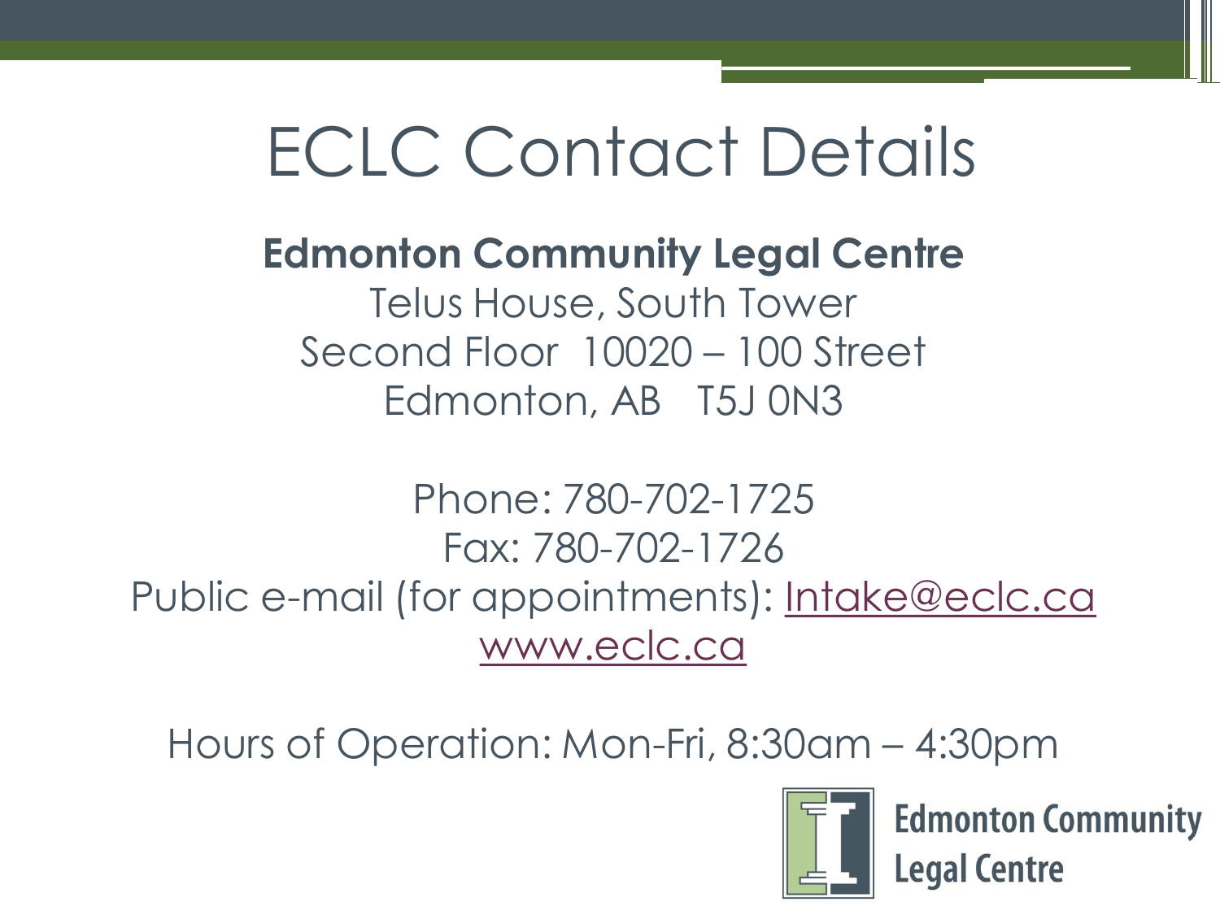# ECLC Contact Details

**Edmonton Community Legal Centre**

Telus House, South Tower

Second Floor 10020 – 100 Street

Edmonton, AB T5J 0N3

Phone: 780-702-1725

Fax: 780-702-1726

Public e-mail (for appointments): Intake@eclc.ca

www.eclc.ca

Hours of Operation: Mon-Fri, 8:30am – 4:30pm

Edmonton Community Legal Centre